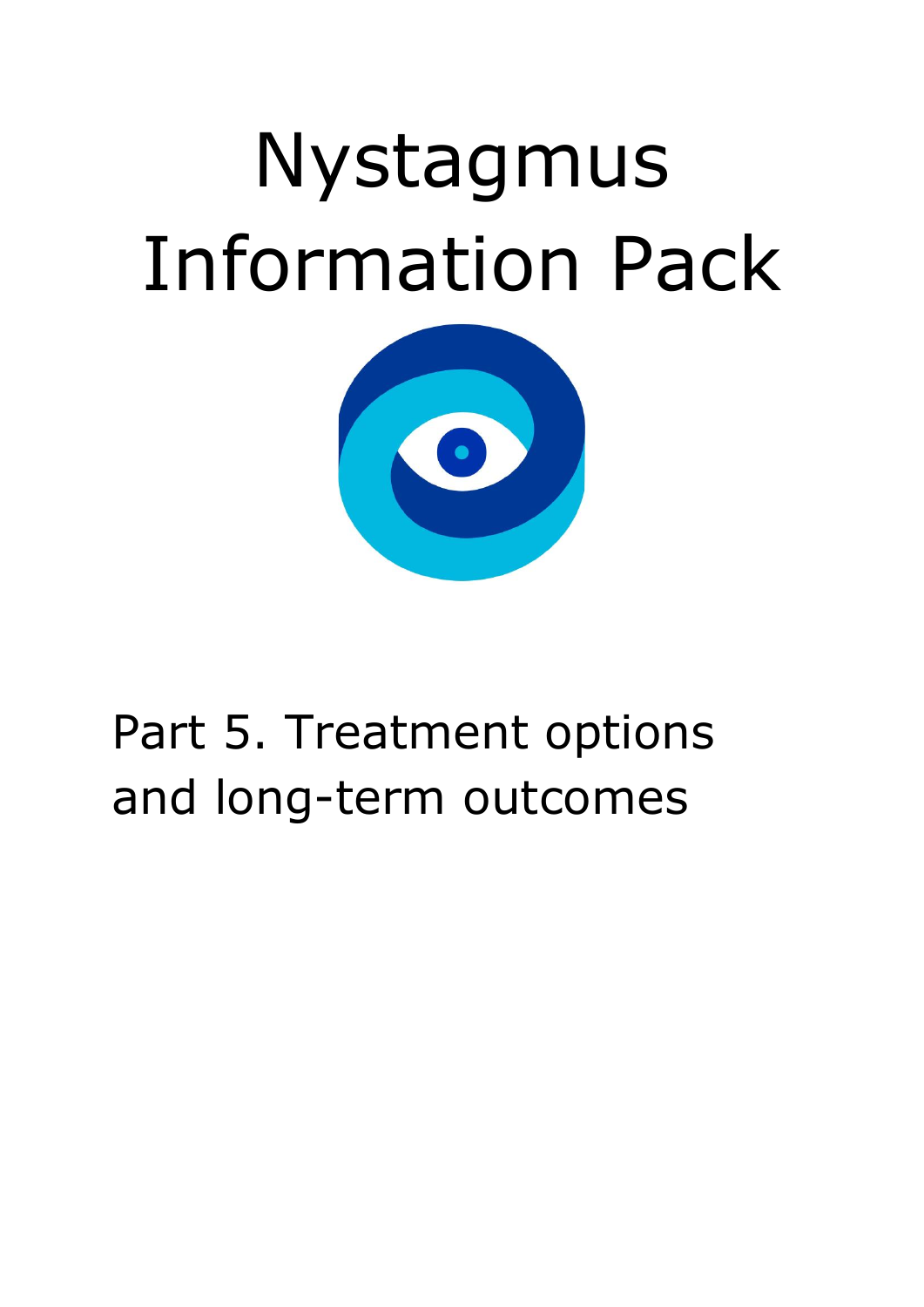# Nystagmus Information Pack

## Part 5. Treatment options and long-term outcomes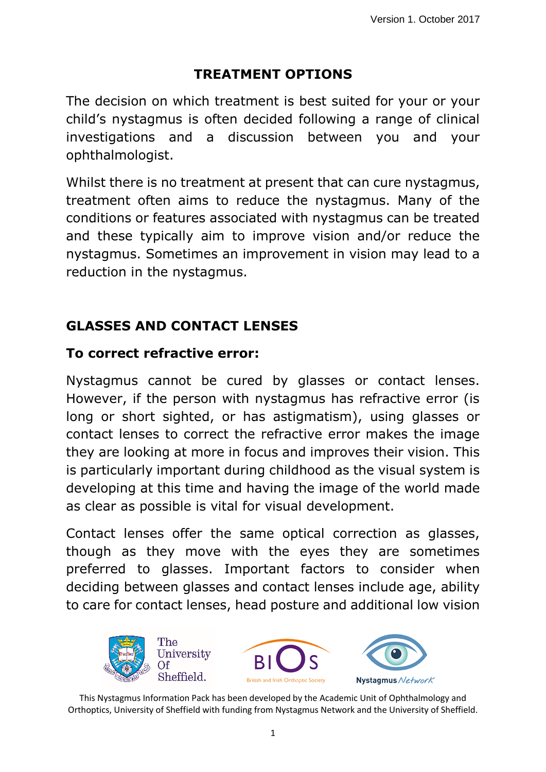# TREATMENT OPTIONS

The decision on which treatment is best suited for your or your child's nystagmus is often decided following a range of clinical investigations and a discussion between you and your ophthalmologist.

Whilst there is no treatment at present that can cure nystagmus, treatment often aims to reduce the nystagmus. Many of the conditions or features associated with nystagmus can be treated and these typically aim to improve vision and/or reduce the nystagmus. Sometimes an improvement in vision may lead to a reduction in the nystagmus.

## GLASSES AND CONTACT LENSES

### To correct refractive error:

Nystagmus cannot be cured by glasses or contact lenses. However, if the person with nystagmus has refractive error (is long or short sighted, or has astigmatism), using glasses or contact lenses to correct the refractive error makes the image they are looking at more in focus and improves their vision. This is particularly important during childhood as the visual system is developing at this time and having the image of the world made as clear as possible is vital for visual development.

Contact lenses offer the same optical correction as glasses, though as they move with the eyes they are sometimes preferred to glasses. Important factors to consider when deciding between glasses and contact lenses include age, ability to care for contact lenses, head posture and additional low vision

This Nystagmus Information Pack has been developed by the Academic Unit of Ophthalmology and Orthoptics, University of Sheffield with funding from Nystagmus Network and the University of Sheffield.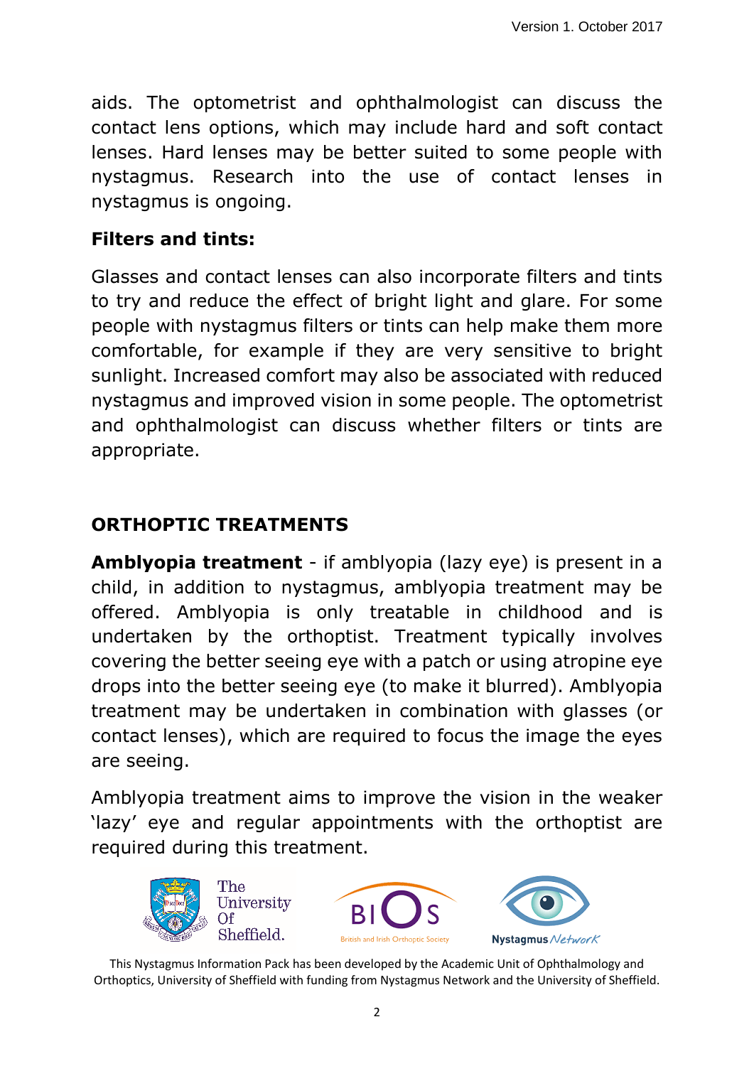aids. The optometrist and ophthalmologist can discuss the contact lens options, which may include hard and soft contact lenses. Hard lenses may be better suited to some people with nystagmus. Research into the use of contact lenses in nystagmus is ongoing.

**Filters and tints:**

Glasses and contact lenses can also incorporate filters and tints to try and reduce the effect of bright light and glare. For some people with nystagmus filters or tints can help make them more comfortable, for example if they are very sensitive to bright sunlight. Increased comfort may also be associated with reduced nystagmus and improved vision in some people. The optometrist and ophthalmologist can discuss whether filters or tints are appropriate.

## ORTHOPTIC TREATMENTS

**Amblyopia treatment** - if amblyopia (lazy eye) is present in a child, in addition to nystagmus, amblyopia treatment may be offered. Amblyopia is only treatable in childhood and is undertaken by the orthoptist. Treatment typically involves covering the better seeing eye with a patch or using atropine eye drops into the better seeing eye (to make it blurred). Amblyopia treatment may be undertaken in combination with glasses (or contact lenses), which are required to focus the image the eyes are seeing.

Amblyopia treatment aims to improve the vision in the weaker 'lazy' eye and regular appointments with the orthoptist are required during this treatment.

This Nystagmus Information Pack has been developed by the Academic Unit of Ophthalmology and Orthoptics, University of Sheffield with funding from Nystagmus Network and the University of Sheffield.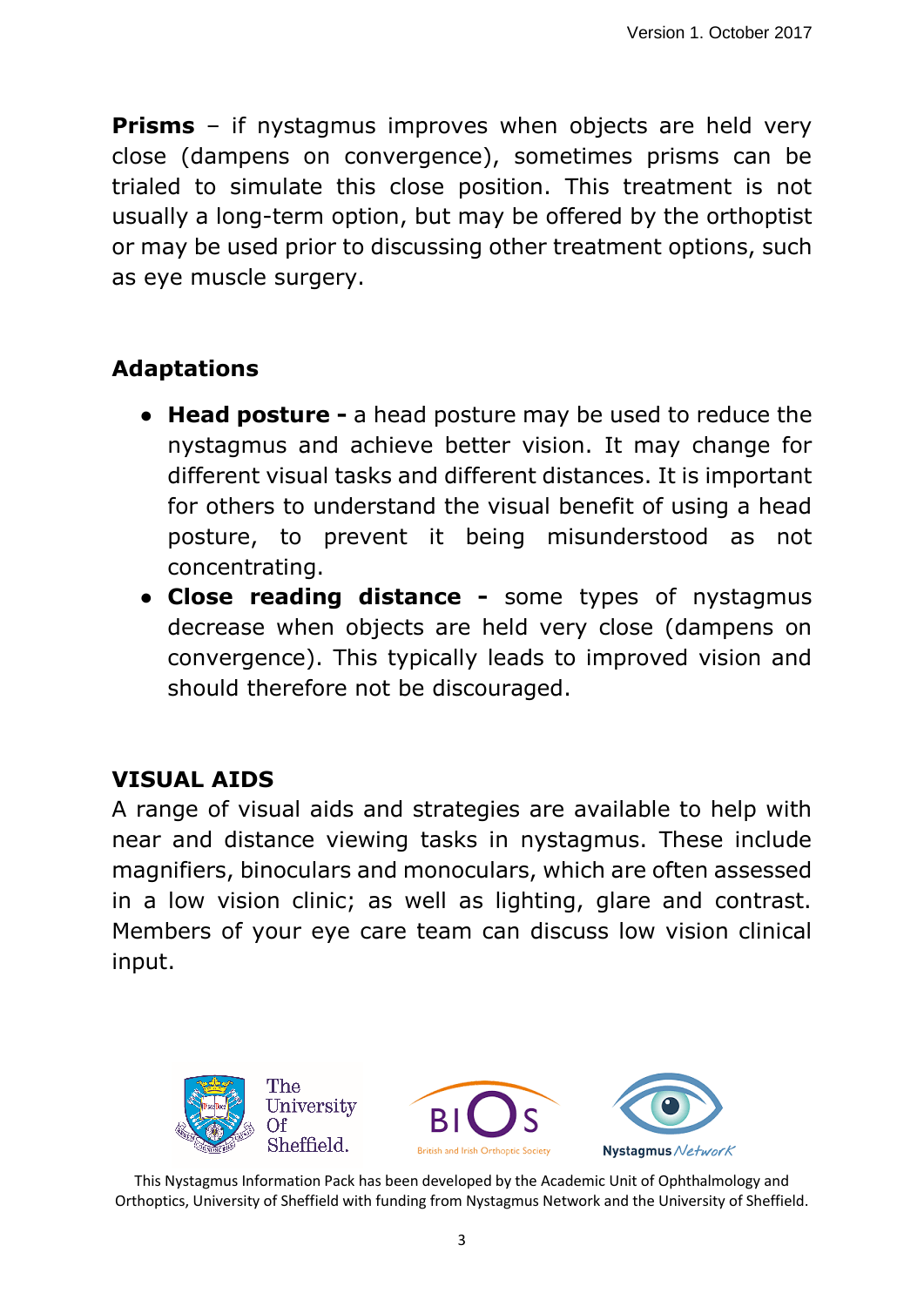**Prisms** – if nystagmus improves when objects are held very close (dampens on convergence), sometimes prisms can be trialed to simulate this close position. This treatment is not usually a long-term option, but may be offered by the orthoptist or may be used prior to discussing other treatment options, such as eye muscle surgery.

## Adaptations

- **Head posture -** a head posture may be used to reduce the nystagmus and achieve better vision. It may change for different visual tasks and different distances. It is important for others to understand the visual benefit of using a head posture, to prevent it being misunderstood as not concentrating.
- **Close reading distance -** some types of nystagmus decrease when objects are held very close (dampens on convergence). This typically leads to improved vision and should therefore not be discouraged.

## VISUAL AIDS

A range of visual aids and strategies are available to help with near and distance viewing tasks in nystagmus. These include magnifiers, binoculars and monoculars, which are often assessed in a low vision clinic; as well as lighting, glare and contrast. Members of your eye care team can discuss low vision clinical input.

This Nystagmus Information Pack has been developed by the Academic Unit of Ophthalmology and Orthoptics, University of Sheffield with funding from Nystagmus Network and the University of Sheffield.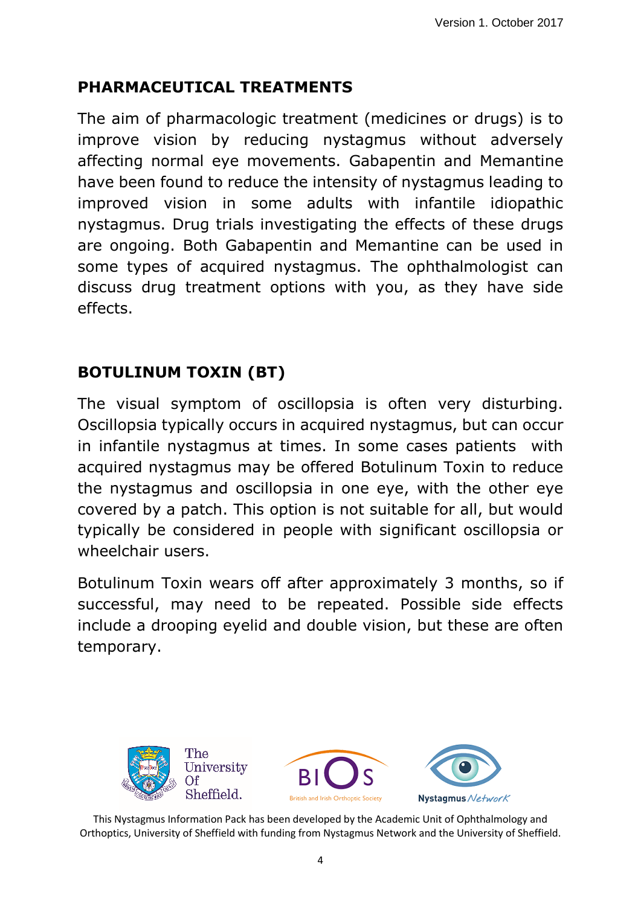## PHARMACEUTICAL TREATMENTS

The aim of pharmacologic treatment (medicines or drugs) is to improve vision by reducing nystagmus without adversely affecting normal eye movements. Gabapentin and Memantine have been found to reduce the intensity of nystagmus leading to improved vision in some adults with infantile idiopathic nystagmus. Drug trials investigating the effects of these drugs are ongoing. Both Gabapentin and Memantine can be used in some types of acquired nystagmus. The ophthalmologist can discuss drug treatment options with you, as they have side effects.

## BOTULINUM TOXIN (BT)

The visual symptom of oscillopsia is often very disturbing. Oscillopsia typically occurs in acquired nystagmus, but can occur in infantile nystagmus at times. In some cases patients with acquired nystagmus may be offered Botulinum Toxin to reduce the nystagmus and oscillopsia in one eye, with the other eye covered by a patch. This option is not suitable for all, but would typically be considered in people with significant oscillopsia or wheelchair users.

Botulinum Toxin wears off after approximately 3 months, so if successful, may need to be repeated. Possible side effects include a drooping eyelid and double vision, but these are often temporary.

This Nystagmus Information Pack has been developed by the Academic Unit of Ophthalmology and Orthoptics, University of Sheffield with funding from Nystagmus Network and the University of Sheffield.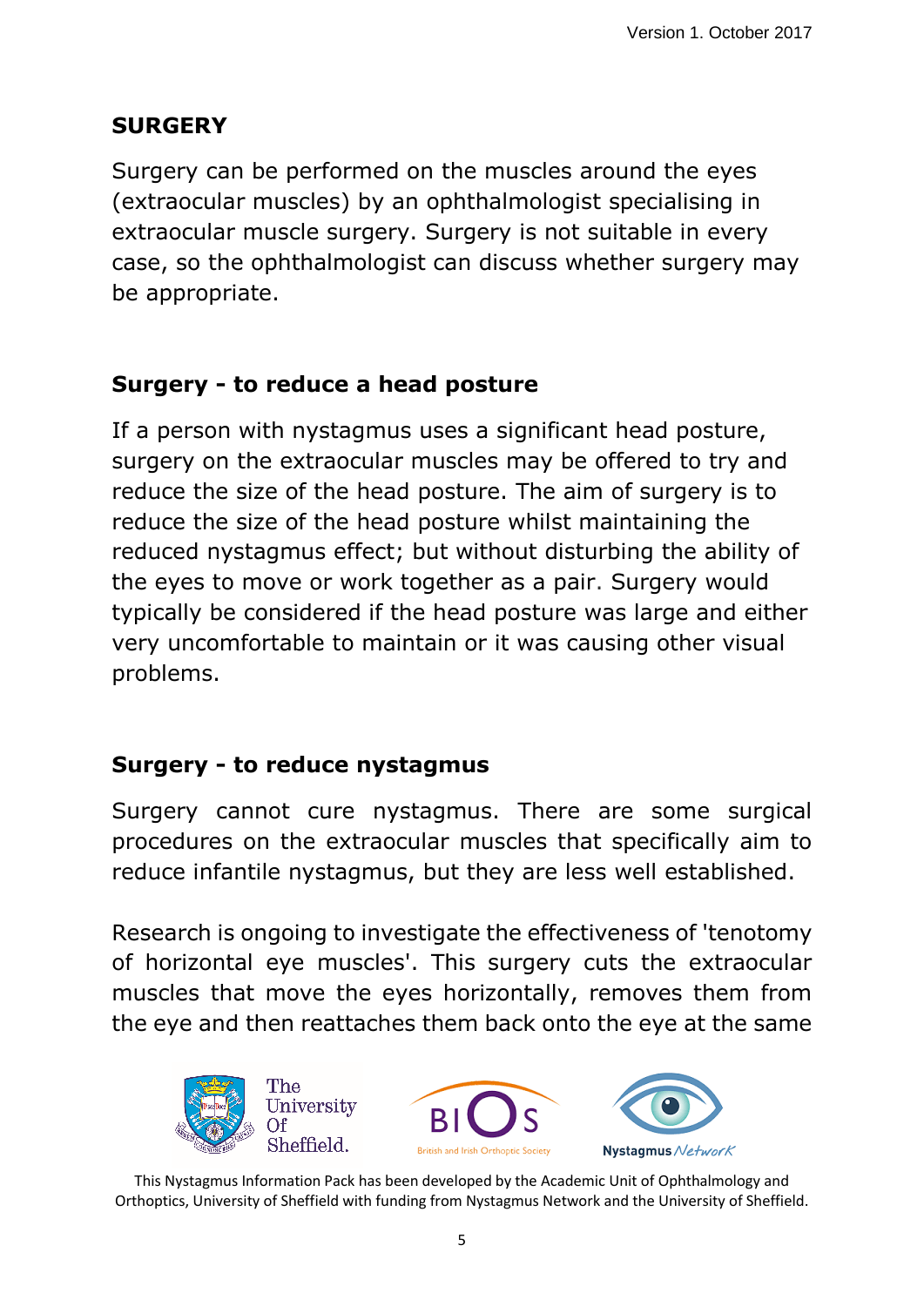## SURGERY

Surgery can be performed on the muscles around the eyes (extraocular muscles) by an ophthalmologist specialising in extraocular muscle surgery. Surgery is not suitable in every case, so the ophthalmologist can discuss whether surgery may be appropriate.

### Surgery - to reduce a head posture

If a person with nystagmus uses a significant head posture, surgery on the extraocular muscles may be offered to try and reduce the size of the head posture. The aim of surgery is to reduce the size of the head posture whilst maintaining the reduced nystagmus effect; but without disturbing the ability of the eyes to move or work together as a pair. Surgery would typically be considered if the head posture was large and either very uncomfortable to maintain or it was causing other visual problems.

### Surgery - to reduce nystagmus

Surgery cannot cure nystagmus. There are some surgical procedures on the extraocular muscles that specifically aim to reduce infantile nystagmus, but they are less well established.

Research is ongoing to investigate the effectiveness of 'tenotomy of horizontal eye muscles'. This surgery cuts the extraocular muscles that move the eyes horizontally, removes them from the eye and then reattaches them back onto the eye at the same

This Nystagmus Information Pack has been developed by the Academic Unit of Ophthalmology and Orthoptics, University of Sheffield with funding from Nystagmus Network and the University of Sheffield.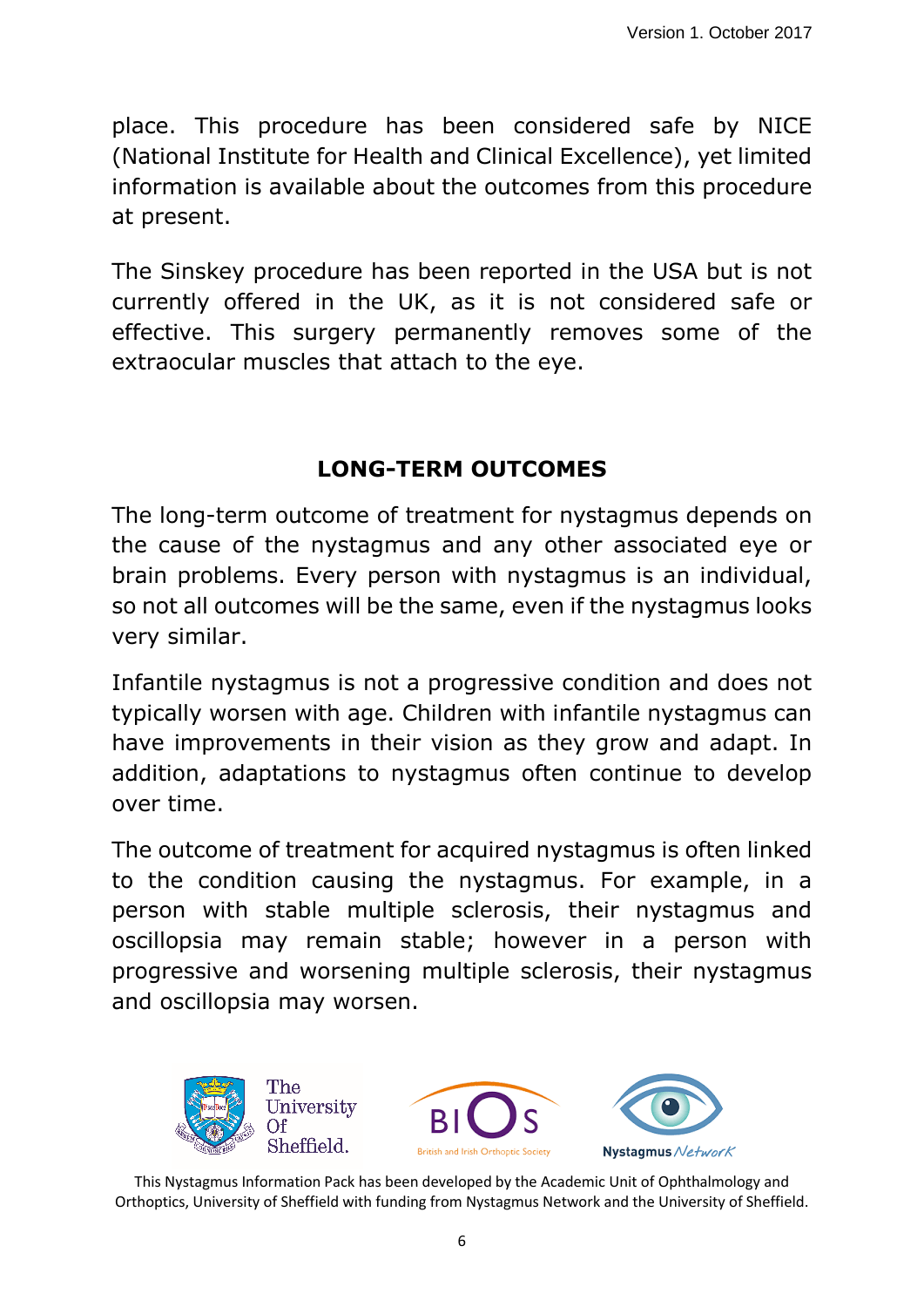place. This procedure has been considered safe by NICE (National Institute for Health and Clinical Excellence), yet limited information is available about the outcomes from this procedure at present.

The Sinskey procedure has been reported in the USA but is not currently offered in the UK, as it is not considered safe or effective. This surgery permanently removes some of the extraocular muscles that attach to the eye.

## LONG-TERM OUTCOMES

The long-term outcome of treatment for nystagmus depends on the cause of the nystagmus and any other associated eye or brain problems. Every person with nystagmus is an individual, so not all outcomes will be the same, even if the nystagmus looks very similar.

Infantile nystagmus is not a progressive condition and does not typically worsen with age. Children with infantile nystagmus can have improvements in their vision as they grow and adapt. In addition, adaptations to nystagmus often continue to develop over time.

The outcome of treatment for acquired nystagmus is often linked to the condition causing the nystagmus. For example, in a person with stable multiple sclerosis, their nystagmus and oscillopsia may remain stable; however in a person with progressive and worsening multiple sclerosis, their nystagmus and oscillopsia may worsen.

This Nystagmus Information Pack has been developed by the Academic Unit of Ophthalmology and Orthoptics, University of Sheffield with funding from Nystagmus Network and the University of Sheffield.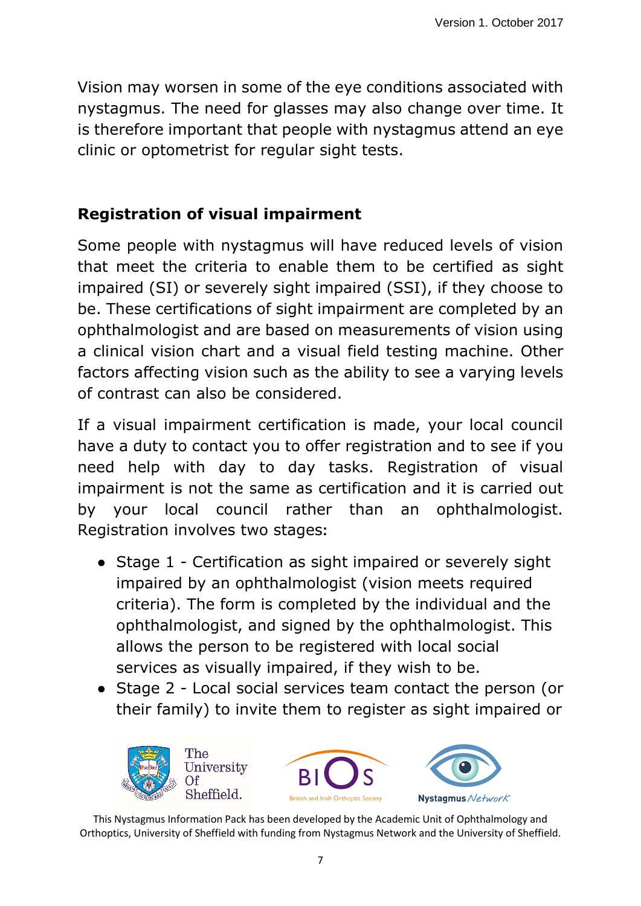Vision may worsen in some of the eye conditions associated with nystagmus. The need for glasses may also change over time. It is therefore important that people with nystagmus attend an eye clinic or optometrist for regular sight tests.

## Registration of visual impairment

Some people with nystagmus will have reduced levels of vision that meet the criteria to enable them to be certified as sight impaired (SI) or severely sight impaired (SSI), if they choose to be. These certifications of sight impairment are completed by an ophthalmologist and are based on measurements of vision using a clinical vision chart and a visual field testing machine. Other factors affecting vision such as the ability to see a varying levels of contrast can also be considered.

If a visual impairment certification is made, your local council have a duty to contact you to offer registration and to see if you need help with day to day tasks. Registration of visual impairment is not the same as certification and it is carried out by your local council rather than an ophthalmologist. Registration involves two stages:

- Stage 1 - Certification as sight impaired or severely sight impaired by an ophthalmologist (vision meets required criteria). The form is completed by the individual and the ophthalmologist, and signed by the ophthalmologist. This allows the person to be registered with local social services as visually impaired, if they wish to be.
- Stage 2 - Local social services team contact the person (or their family) to invite them to register as sight impaired or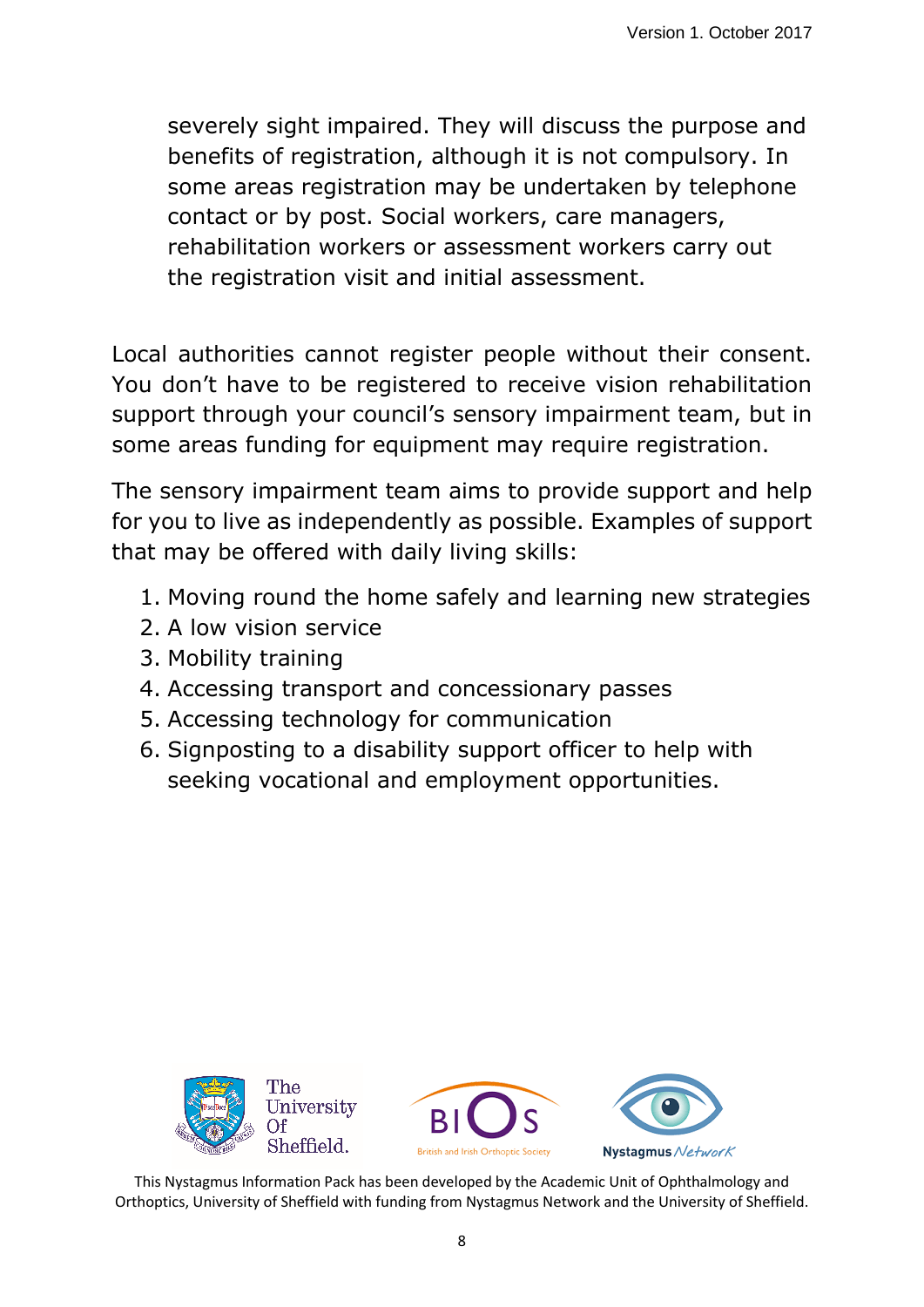severely sight impaired. They will discuss the purpose and benefits of registration, although it is not compulsory. In some areas registration may be undertaken by telephone contact or by post. Social workers, care managers, rehabilitation workers or assessment workers carry out the registration visit and initial assessment.

Local authorities cannot register people without their consent. You don't have to be registered to receive vision rehabilitation support through your council's sensory impairment team, but in some areas funding for equipment may require registration.

The sensory impairment team aims to provide support and help for you to live as independently as possible. Examples of support that may be offered with daily living skills:

1. Moving round the home safely and learning new strategies
2. A low vision service
3. Mobility training
4. Accessing transport and concessionary passes
5. Accessing technology for communication
6. Signposting to a disability support officer to help with seeking vocational and employment opportunities.

This Nystagmus Information Pack has been developed by the Academic Unit of Ophthalmology and Orthoptics, University of Sheffield with funding from Nystagmus Network and the University of Sheffield.